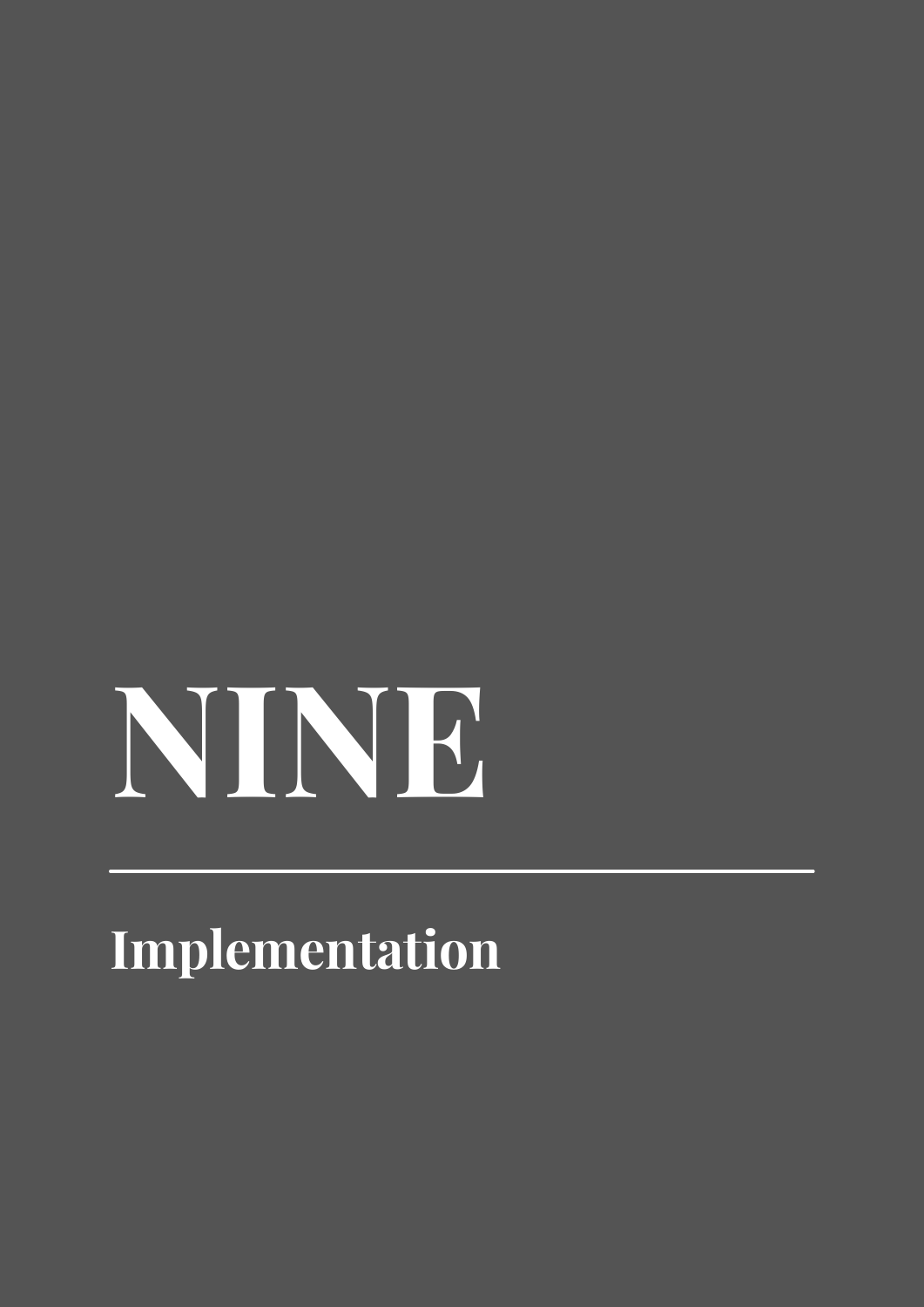# NINE

## Implementation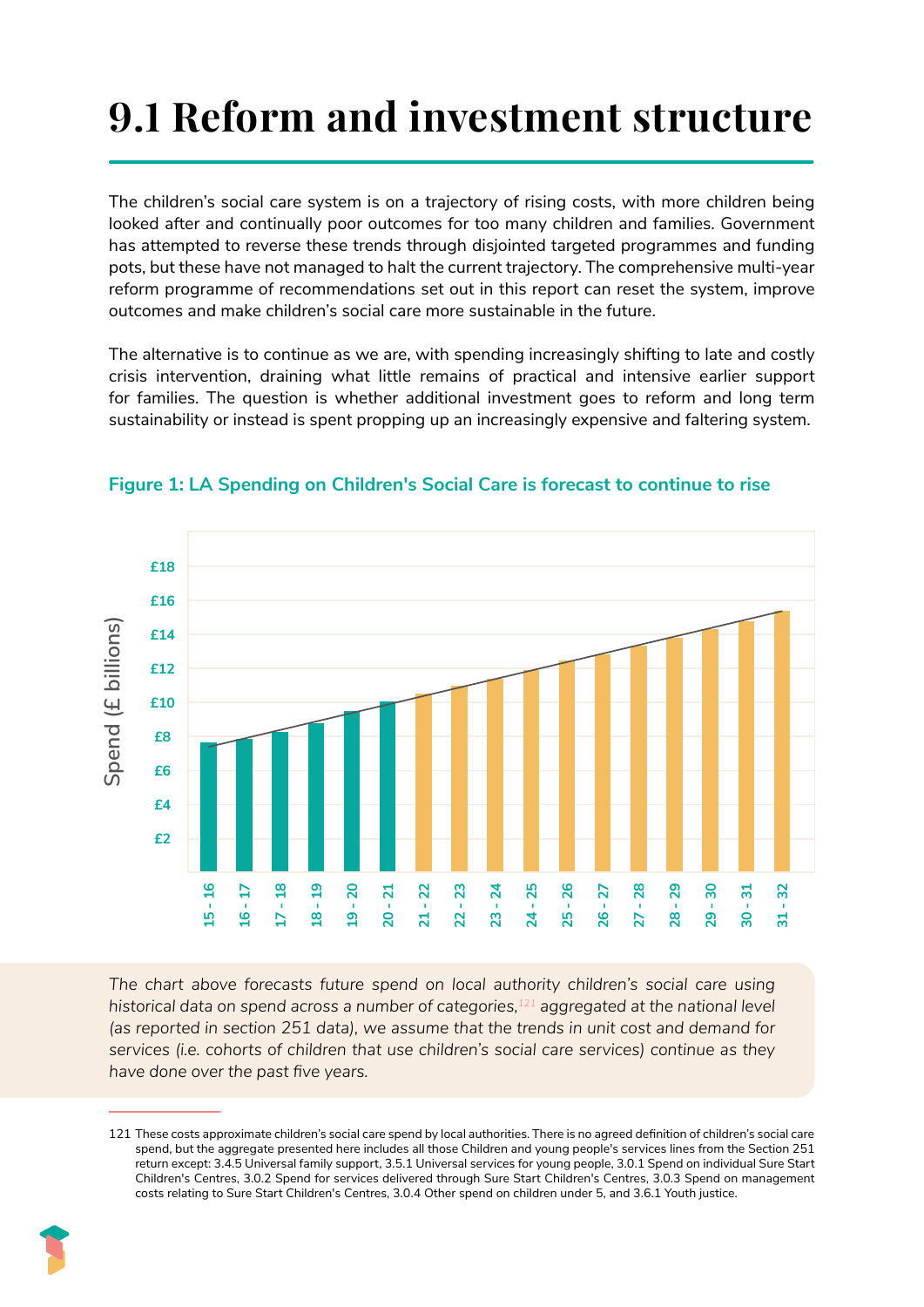# 9.1 Reform and investment structure

The children's social care system is on a trajectory of rising costs, with more children being looked after and continually poor outcomes for too many children and families. Government has attempted to reverse these trends through disjointed targeted programmes and funding pots, but these have not managed to halt the current trajectory. The comprehensive multi-year reform programme of recommendations set out in this report can reset the system, improve outcomes and make children's social care more sustainable in the future.

The alternative is to continue as we are, with spending increasingly shifting to late and costly crisis intervention, draining what little remains of practical and intensive earlier support for families. The question is whether additional investment goes to reform and long term sustainability or instead is spent propping up an increasingly expensive and faltering system.

**Figure 1: LA Spending on Children's Social Care is forecast to continue to rise**

*The chart above forecasts future spend on local authority children's social care using historical data on spend across a number of categories,[121] aggregated at the national level (as reported in section 251 data), we assume that the trends in unit cost and demand for services (i.e. cohorts of children that use children's social care services) continue as they have done over the past five years.*

121 These costs approximate children's social care spend by local authorities. There is no agreed definition of children's social care spend, but the aggregate presented here includes all those Children and young people's services lines from the Section 251 return except: 3.4.5 Universal family support, 3.5.1 Universal services for young people, 3.0.1 Spend on individual Sure Start Children's Centres, 3.0.2 Spend for services delivered through Sure Start Children's Centres, 3.0.3 Spend on management costs relating to Sure Start Children's Centres, 3.0.4 Other spend on children under 5, and 3.6.1 Youth justice.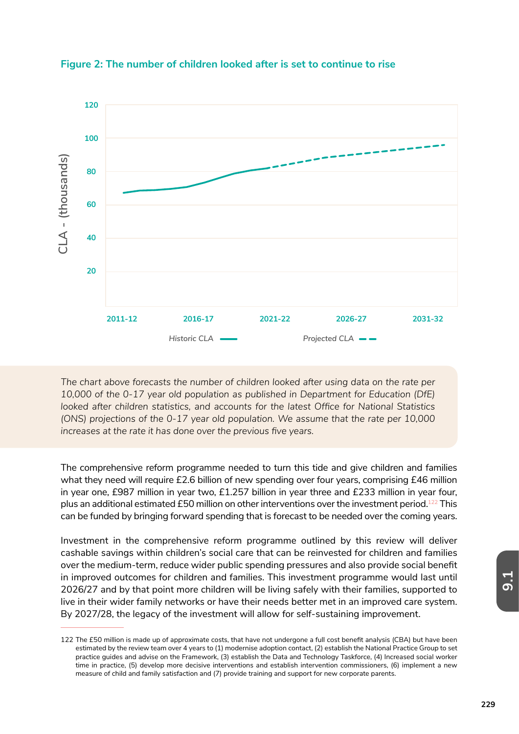### Figure 2: The number of children looked after is set to continue to rise

*The chart above forecasts the number of children looked after using data on the rate per 10,000 of the 0-17 year old population as published in Department for Education (DfE) looked after children statistics, and accounts for the latest Office for National Statistics (ONS) projections of the 0-17 year old population. We assume that the rate per 10,000 increases at the rate it has done over the previous five years.*

The comprehensive reform programme needed to turn this tide and give children and families what they need will require £2.6 billion of new spending over four years, comprising £46 million in year one, £987 million in year two, £1.257 billion in year three and £233 million in year four, plus an additional estimated £50 million on other interventions over the investment period.[122] This can be funded by bringing forward spending that is forecast to be needed over the coming years.

Investment in the comprehensive reform programme outlined by this review will deliver cashable savings within children's social care that can be reinvested for children and families over the medium-term, reduce wider public spending pressures and also provide social benefit in improved outcomes for children and families. This investment programme would last until 2026/27 and by that point more children will be living safely with their families, supported to live in their wider family networks or have their needs better met in an improved care system. By 2027/28, the legacy of the investment will allow for self-sustaining improvement.

---

122 The £50 million is made up of approximate costs, that have not undergone a full cost benefit analysis (CBA) but have been estimated by the review team over 4 years to (1) modernise adoption contact, (2) establish the National Practice Group to set practice guides and advise on the Framework, (3) establish the Data and Technology Taskforce, (4) Increased social worker time in practice, (5) develop more decisive interventions and establish intervention commissioners, (6) implement a new measure of child and family satisfaction and (7) provide training and support for new corporate parents.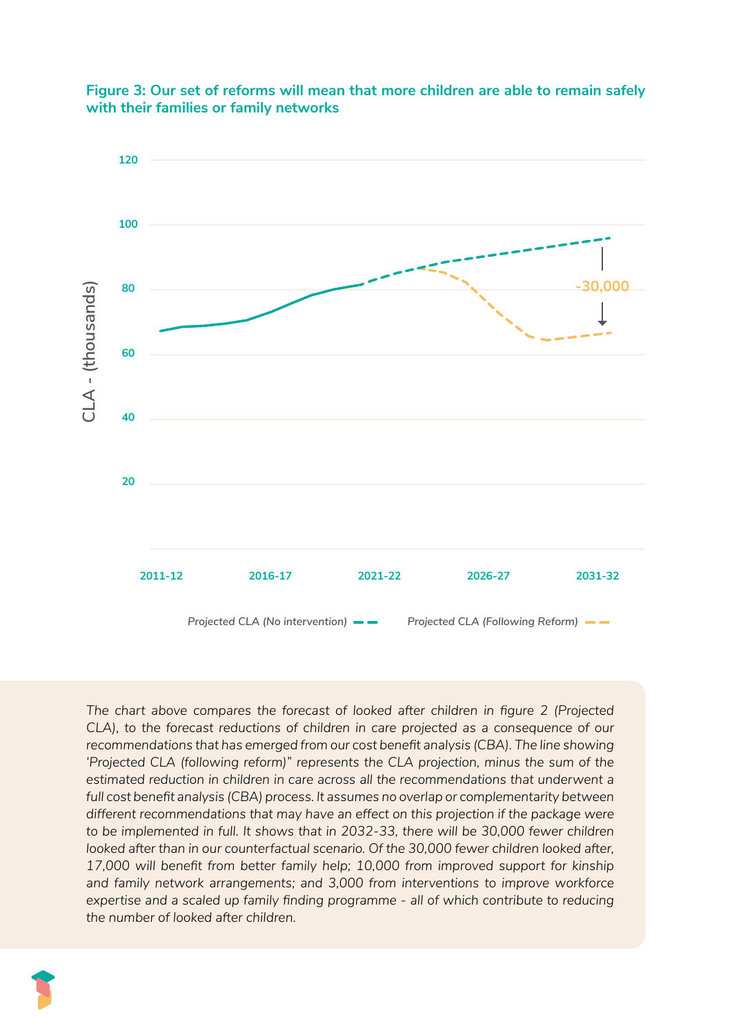**Figure 3: Our set of reforms will mean that more children are able to remain safely with their families or family networks**

*The chart above compares the forecast of looked after children in figure 2 (Projected CLA), to the forecast reductions of children in care projected as a consequence of our recommendations that has emerged from our cost benefit analysis (CBA). The line showing 'Projected CLA (following reform)" represents the CLA projection, minus the sum of the estimated reduction in children in care across all the recommendations that underwent a full cost benefit analysis (CBA) process. It assumes no overlap or complementarity between different recommendations that may have an effect on this projection if the package were to be implemented in full. It shows that in 2032-33, there will be 30,000 fewer children looked after than in our counterfactual scenario. Of the 30,000 fewer children looked after, 17,000 will benefit from better family help; 10,000 from improved support for kinship and family network arrangements; and 3,000 from interventions to improve workforce expertise and a scaled up family finding programme - all of which contribute to reducing the number of looked after children.*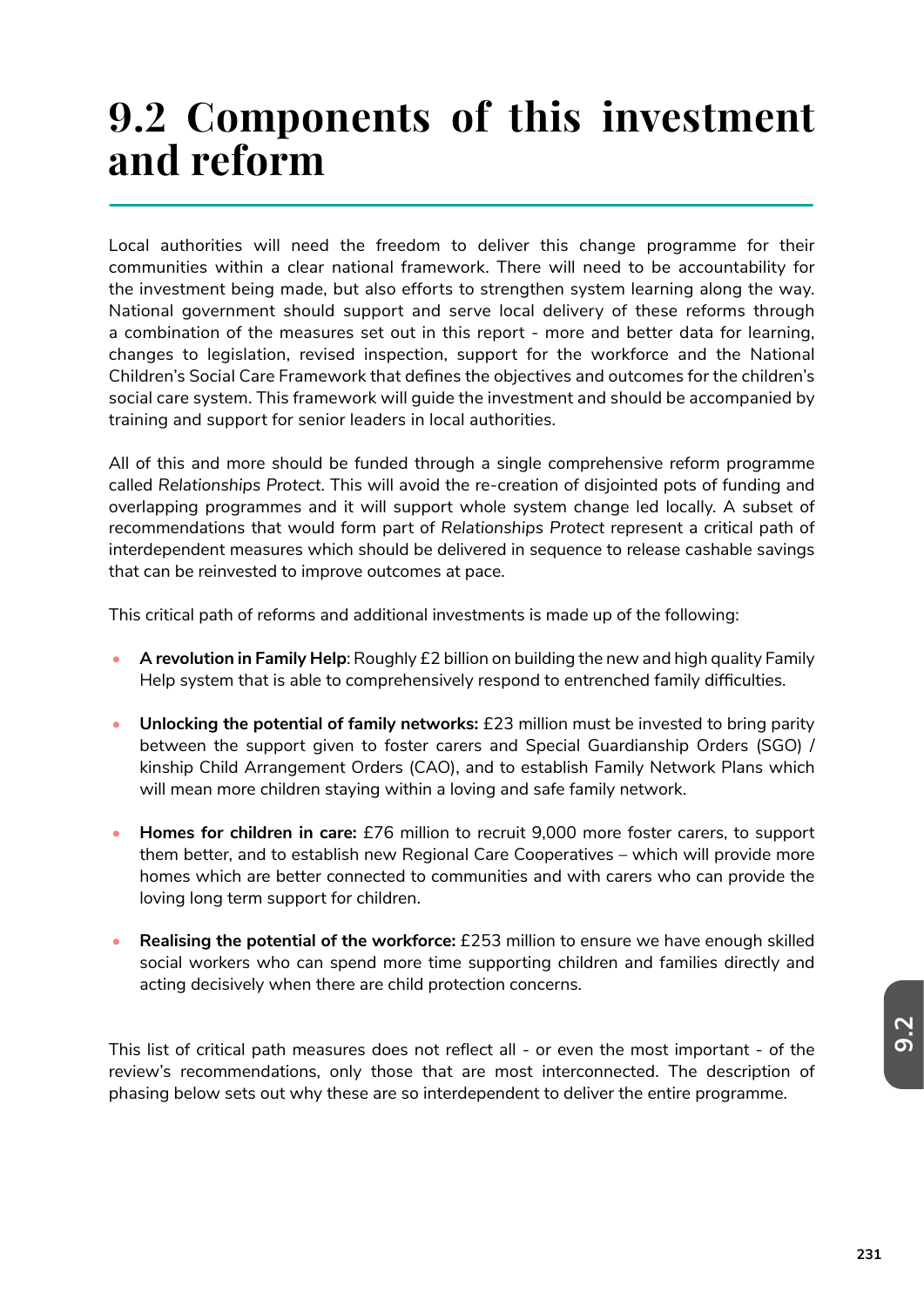# 9.2 Components of this investment and reform

Local authorities will need the freedom to deliver this change programme for their communities within a clear national framework. There will need to be accountability for the investment being made, but also efforts to strengthen system learning along the way. National government should support and serve local delivery of these reforms through a combination of the measures set out in this report - more and better data for learning, changes to legislation, revised inspection, support for the workforce and the National Children's Social Care Framework that defines the objectives and outcomes for the children's social care system. This framework will guide the investment and should be accompanied by training and support for senior leaders in local authorities.

All of this and more should be funded through a single comprehensive reform programme called *Relationships Protect*. This will avoid the re-creation of disjointed pots of funding and overlapping programmes and it will support whole system change led locally. A subset of recommendations that would form part of *Relationships Protect* represent a critical path of interdependent measures which should be delivered in sequence to release cashable savings that can be reinvested to improve outcomes at pace.

This critical path of reforms and additional investments is made up of the following:

- **A revolution in Family Help**: Roughly £2 billion on building the new and high quality Family Help system that is able to comprehensively respond to entrenched family difficulties.
- **Unlocking the potential of family networks:** £23 million must be invested to bring parity between the support given to foster carers and Special Guardianship Orders (SGO) / kinship Child Arrangement Orders (CAO), and to establish Family Network Plans which will mean more children staying within a loving and safe family network.
- **Homes for children in care:** £76 million to recruit 9,000 more foster carers, to support them better, and to establish new Regional Care Cooperatives – which will provide more homes which are better connected to communities and with carers who can provide the loving long term support for children.
- **Realising the potential of the workforce:** £253 million to ensure we have enough skilled social workers who can spend more time supporting children and families directly and acting decisively when there are child protection concerns.

This list of critical path measures does not reflect all - or even the most important - of the review's recommendations, only those that are most interconnected. The description of phasing below sets out why these are so interdependent to deliver the entire programme.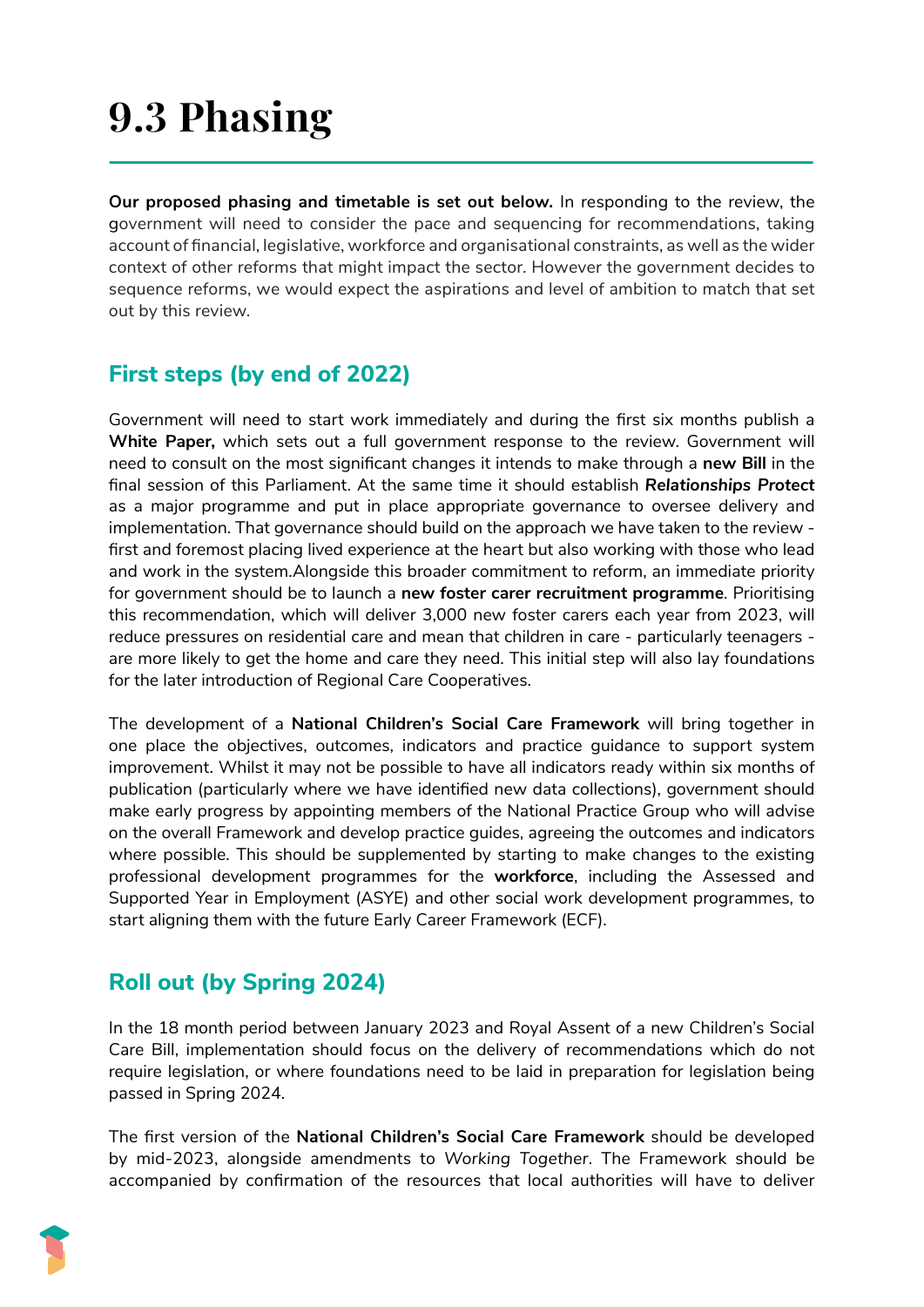# 9.3 Phasing

**Our proposed phasing and timetable is set out below.** In responding to the review, the government will need to consider the pace and sequencing for recommendations, taking account of financial, legislative, workforce and organisational constraints, as well as the wider context of other reforms that might impact the sector. However the government decides to sequence reforms, we would expect the aspirations and level of ambition to match that set out by this review.

## First steps (by end of 2022)

Government will need to start work immediately and during the first six months publish a **White Paper,** which sets out a full government response to the review. Government will need to consult on the most significant changes it intends to make through a **new Bill** in the final session of this Parliament. At the same time it should establish ***Relationships Protect*** as a major programme and put in place appropriate governance to oversee delivery and implementation. That governance should build on the approach we have taken to the review - first and foremost placing lived experience at the heart but also working with those who lead and work in the system.Alongside this broader commitment to reform, an immediate priority for government should be to launch a **new foster carer recruitment programme**. Prioritising this recommendation, which will deliver 3,000 new foster carers each year from 2023, will reduce pressures on residential care and mean that children in care - particularly teenagers - are more likely to get the home and care they need. This initial step will also lay foundations for the later introduction of Regional Care Cooperatives.

The development of a **National Children's Social Care Framework** will bring together in one place the objectives, outcomes, indicators and practice guidance to support system improvement. Whilst it may not be possible to have all indicators ready within six months of publication (particularly where we have identified new data collections), government should make early progress by appointing members of the National Practice Group who will advise on the overall Framework and develop practice guides, agreeing the outcomes and indicators where possible. This should be supplemented by starting to make changes to the existing professional development programmes for the **workforce**, including the Assessed and Supported Year in Employment (ASYE) and other social work development programmes, to start aligning them with the future Early Career Framework (ECF).

## Roll out (by Spring 2024)

In the 18 month period between January 2023 and Royal Assent of a new Children's Social Care Bill, implementation should focus on the delivery of recommendations which do not require legislation, or where foundations need to be laid in preparation for legislation being passed in Spring 2024.

The first version of the **National Children's Social Care Framework** should be developed by mid-2023, alongside amendments to *Working Together*. The Framework should be accompanied by confirmation of the resources that local authorities will have to deliver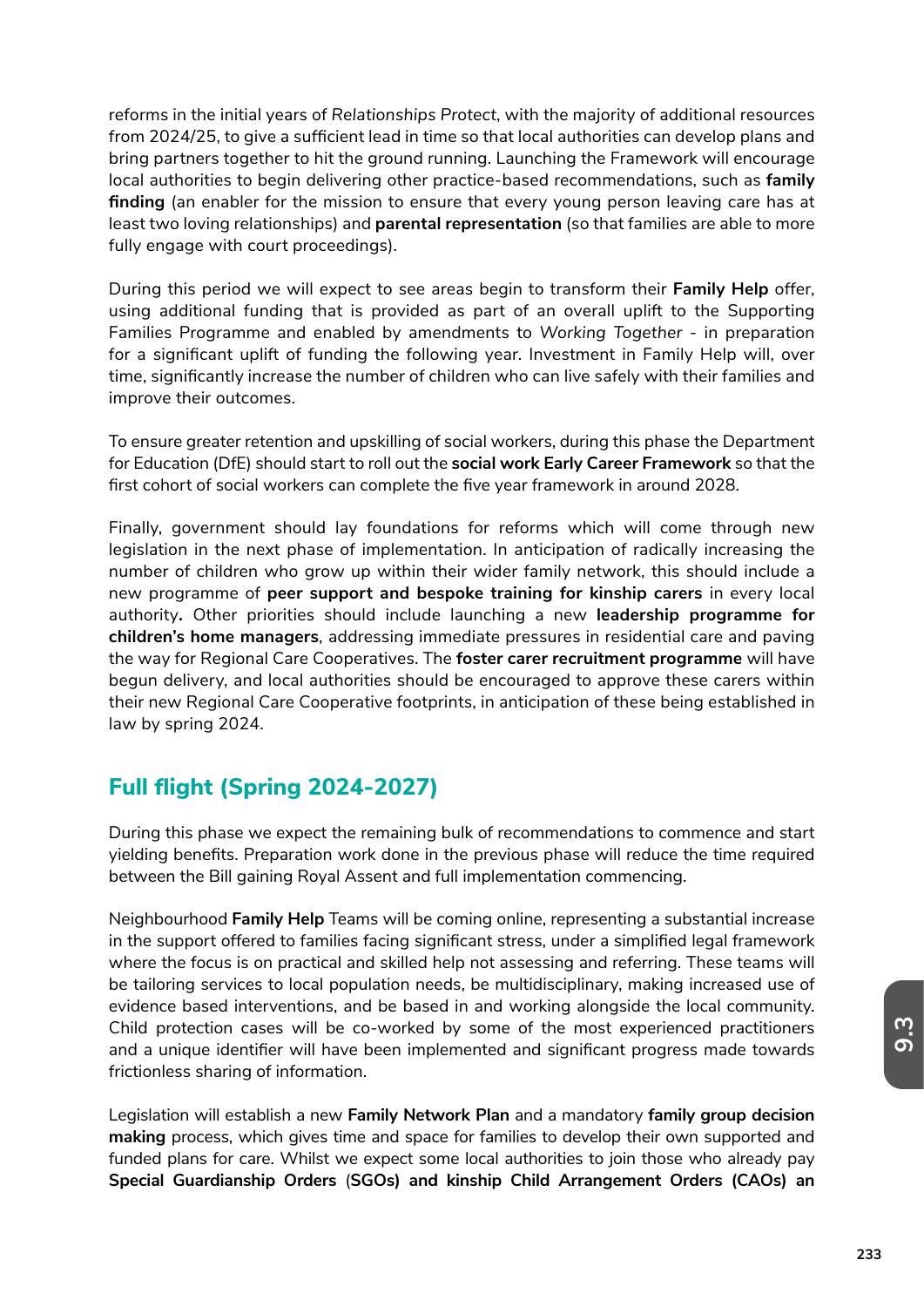reforms in the initial years of *Relationships Protect*, with the majority of additional resources from 2024/25, to give a sufficient lead in time so that local authorities can develop plans and bring partners together to hit the ground running. Launching the Framework will encourage local authorities to begin delivering other practice-based recommendations, such as **family finding** (an enabler for the mission to ensure that every young person leaving care has at least two loving relationships) and **parental representation** (so that families are able to more fully engage with court proceedings).

During this period we will expect to see areas begin to transform their **Family Help** offer, using additional funding that is provided as part of an overall uplift to the Supporting Families Programme and enabled by amendments to *Working Together* - in preparation for a significant uplift of funding the following year. Investment in Family Help will, over time, significantly increase the number of children who can live safely with their families and improve their outcomes.

To ensure greater retention and upskilling of social workers, during this phase the Department for Education (DfE) should start to roll out the **social work Early Career Framework** so that the first cohort of social workers can complete the five year framework in around 2028.

Finally, government should lay foundations for reforms which will come through new legislation in the next phase of implementation. In anticipation of radically increasing the number of children who grow up within their wider family network, this should include a new programme of **peer support and bespoke training for kinship carers** in every local authority**.** Other priorities should include launching a new **leadership programme for children's home managers**, addressing immediate pressures in residential care and paving the way for Regional Care Cooperatives. The **foster carer recruitment programme** will have begun delivery, and local authorities should be encouraged to approve these carers within their new Regional Care Cooperative footprints, in anticipation of these being established in law by spring 2024.

## Full flight (Spring 2024-2027)

During this phase we expect the remaining bulk of recommendations to commence and start yielding benefits. Preparation work done in the previous phase will reduce the time required between the Bill gaining Royal Assent and full implementation commencing.

Neighbourhood **Family Help** Teams will be coming online, representing a substantial increase in the support offered to families facing significant stress, under a simplified legal framework where the focus is on practical and skilled help not assessing and referring. These teams will be tailoring services to local population needs, be multidisciplinary, making increased use of evidence based interventions, and be based in and working alongside the local community. Child protection cases will be co-worked by some of the most experienced practitioners and a unique identifier will have been implemented and significant progress made towards frictionless sharing of information.

Legislation will establish a new **Family Network Plan** and a mandatory **family group decision making** process, which gives time and space for families to develop their own supported and funded plans for care. Whilst we expect some local authorities to join those who already pay **Special Guardianship Orders (SGOs) and kinship Child Arrangement Orders (CAOs) an**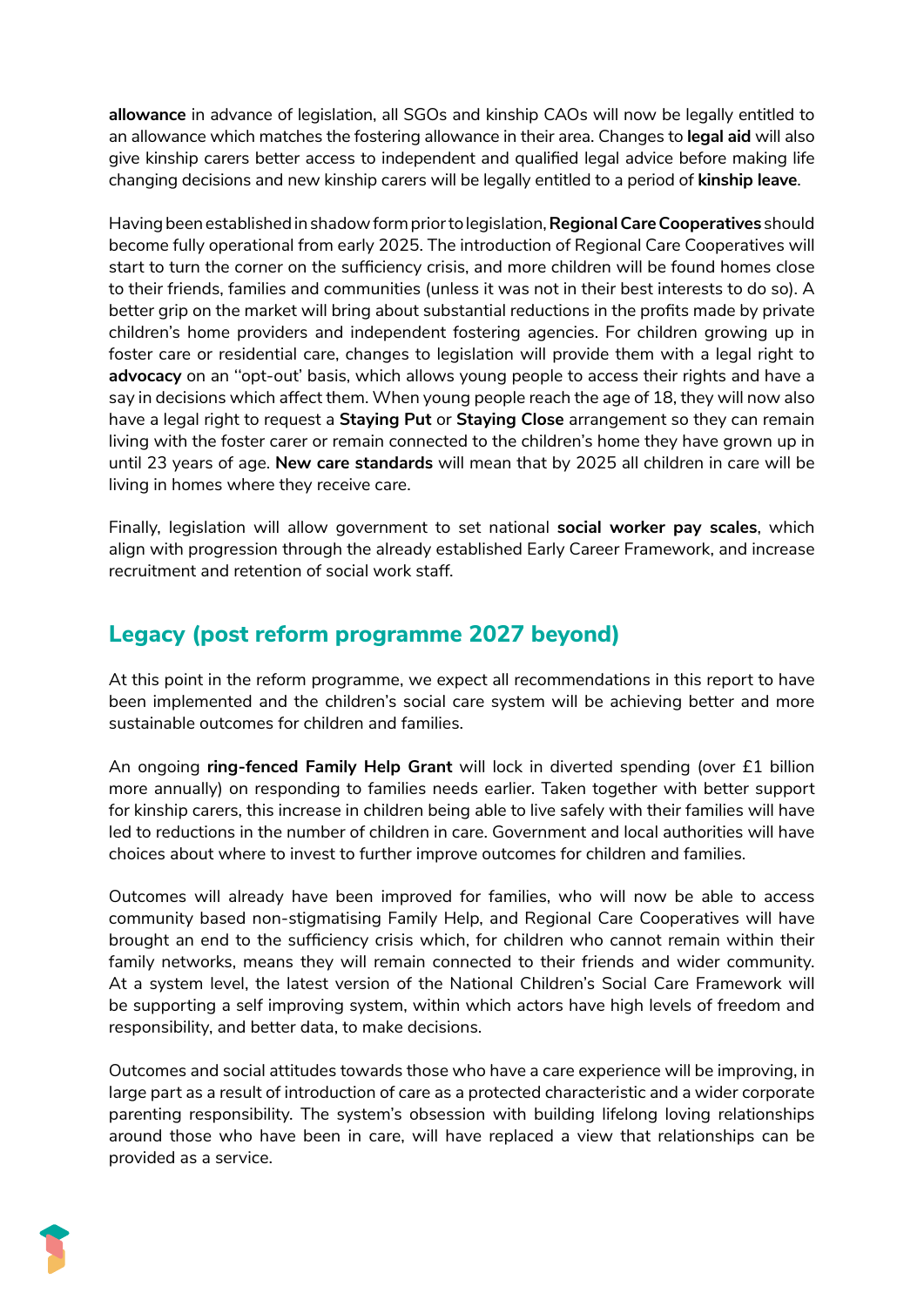**allowance** in advance of legislation, all SGOs and kinship CAOs will now be legally entitled to an allowance which matches the fostering allowance in their area. Changes to **legal aid** will also give kinship carers better access to independent and qualified legal advice before making life changing decisions and new kinship carers will be legally entitled to a period of **kinship leave**.

Having been established in shadow form prior to legislation, **Regional Care Cooperatives** should become fully operational from early 2025. The introduction of Regional Care Cooperatives will start to turn the corner on the sufficiency crisis, and more children will be found homes close to their friends, families and communities (unless it was not in their best interests to do so). A better grip on the market will bring about substantial reductions in the profits made by private children's home providers and independent fostering agencies. For children growing up in foster care or residential care, changes to legislation will provide them with a legal right to **advocacy** on an ''opt-out' basis, which allows young people to access their rights and have a say in decisions which affect them. When young people reach the age of 18, they will now also have a legal right to request a **Staying Put** or **Staying Close** arrangement so they can remain living with the foster carer or remain connected to the children's home they have grown up in until 23 years of age. **New care standards** will mean that by 2025 all children in care will be living in homes where they receive care.

Finally, legislation will allow government to set national **social worker pay scales**, which align with progression through the already established Early Career Framework, and increase recruitment and retention of social work staff.

## Legacy (post reform programme 2027 beyond)

At this point in the reform programme, we expect all recommendations in this report to have been implemented and the children's social care system will be achieving better and more sustainable outcomes for children and families.

An ongoing **ring-fenced Family Help Grant** will lock in diverted spending (over £1 billion more annually) on responding to families needs earlier. Taken together with better support for kinship carers, this increase in children being able to live safely with their families will have led to reductions in the number of children in care. Government and local authorities will have choices about where to invest to further improve outcomes for children and families.

Outcomes will already have been improved for families, who will now be able to access community based non-stigmatising Family Help, and Regional Care Cooperatives will have brought an end to the sufficiency crisis which, for children who cannot remain within their family networks, means they will remain connected to their friends and wider community. At a system level, the latest version of the National Children's Social Care Framework will be supporting a self improving system, within which actors have high levels of freedom and responsibility, and better data, to make decisions.

Outcomes and social attitudes towards those who have a care experience will be improving, in large part as a result of introduction of care as a protected characteristic and a wider corporate parenting responsibility. The system's obsession with building lifelong loving relationships around those who have been in care, will have replaced a view that relationships can be provided as a service.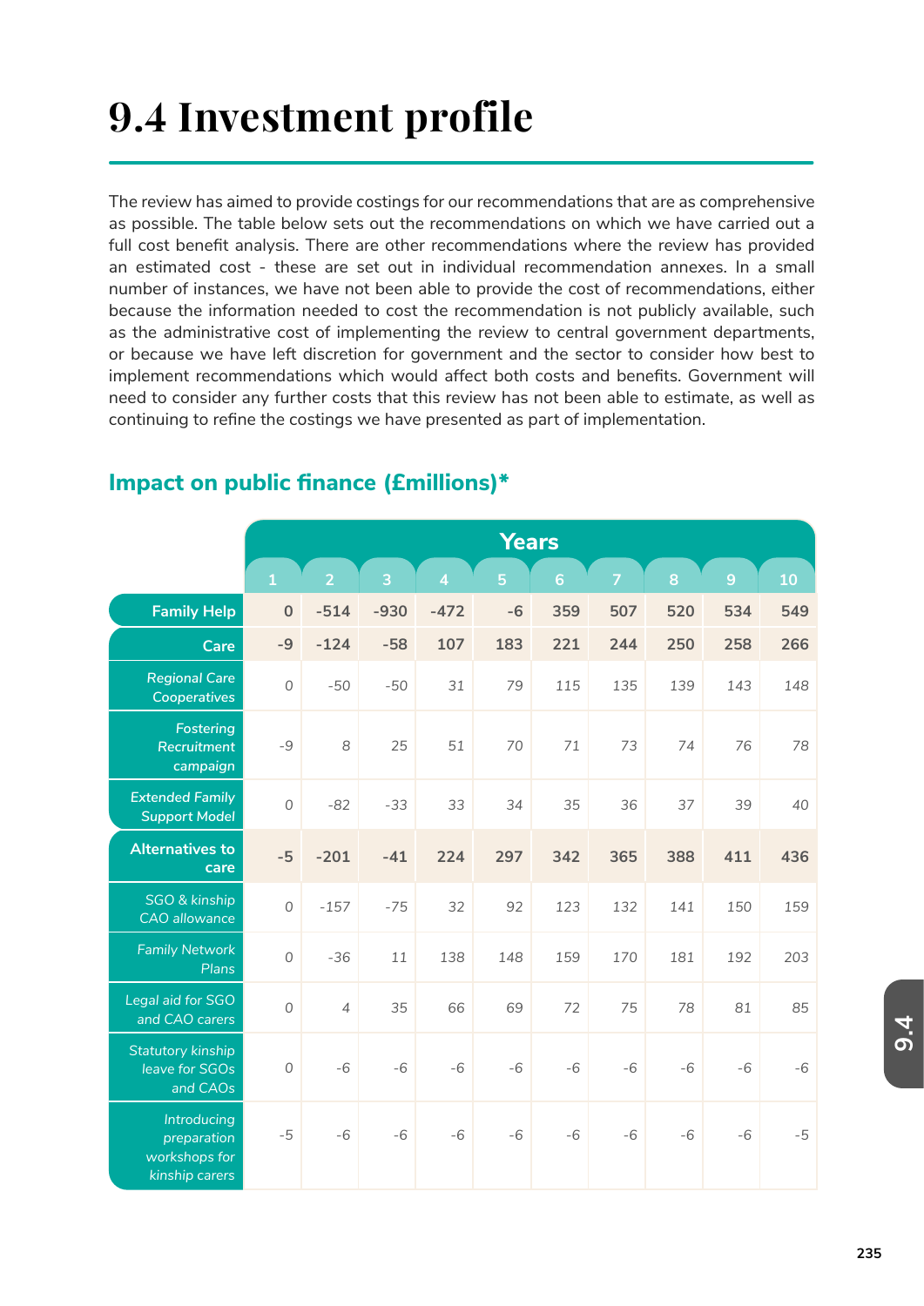# 9.4 Investment profile

The review has aimed to provide costings for our recommendations that are as comprehensive as possible. The table below sets out the recommendations on which we have carried out a full cost benefit analysis. There are other recommendations where the review has provided an estimated cost - these are set out in individual recommendation annexes. In a small number of instances, we have not been able to provide the cost of recommendations, either because the information needed to cost the recommendation is not publicly available, such as the administrative cost of implementing the review to central government departments, or because we have left discretion for government and the sector to consider how best to implement recommendations which would affect both costs and benefits. Government will need to consider any further costs that this review has not been able to estimate, as well as continuing to refine the costings we have presented as part of implementation.

## Impact on public finance (£millions)*

| | Years | | | | | | | | | |
|---|---|---|---|---|---|---|---|---|---|---|
| | 1 | 2 | 3 | 4 | 5 | 6 | 7 | 8 | 9 | 10 |
| **Family Help** | **0** | **-514** | **-930** | **-472** | **-6** | **359** | **507** | **520** | **534** | **549** |
| **Care** | **-9** | **-124** | **-58** | **107** | **183** | **221** | **244** | **250** | **258** | **266** |
| Regional Care Cooperatives | 0 | -50 | -50 | 31 | 79 | 115 | 135 | 139 | 143 | 148 |
| Fostering Recruitment campaign | -9 | 8 | 25 | 51 | 70 | 71 | 73 | 74 | 76 | 78 |
| Extended Family Support Model | 0 | -82 | -33 | 33 | 34 | 35 | 36 | 37 | 39 | 40 |
| **Alternatives to care** | **-5** | **-201** | **-41** | **224** | **297** | **342** | **365** | **388** | **411** | **436** |
| SGO & kinship CAO allowance | 0 | -157 | -75 | 32 | 92 | 123 | 132 | 141 | 150 | 159 |
| Family Network Plans | 0 | -36 | 11 | 138 | 148 | 159 | 170 | 181 | 192 | 203 |
| Legal aid for SGO and CAO carers | 0 | 4 | 35 | 66 | 69 | 72 | 75 | 78 | 81 | 85 |
| Statutory kinship leave for SGOs and CAOs | 0 | -6 | -6 | -6 | -6 | -6 | -6 | -6 | -6 | -6 |
| Introducing preparation workshops for kinship carers | -5 | -6 | -6 | -6 | -6 | -6 | -6 | -6 | -6 | -5 |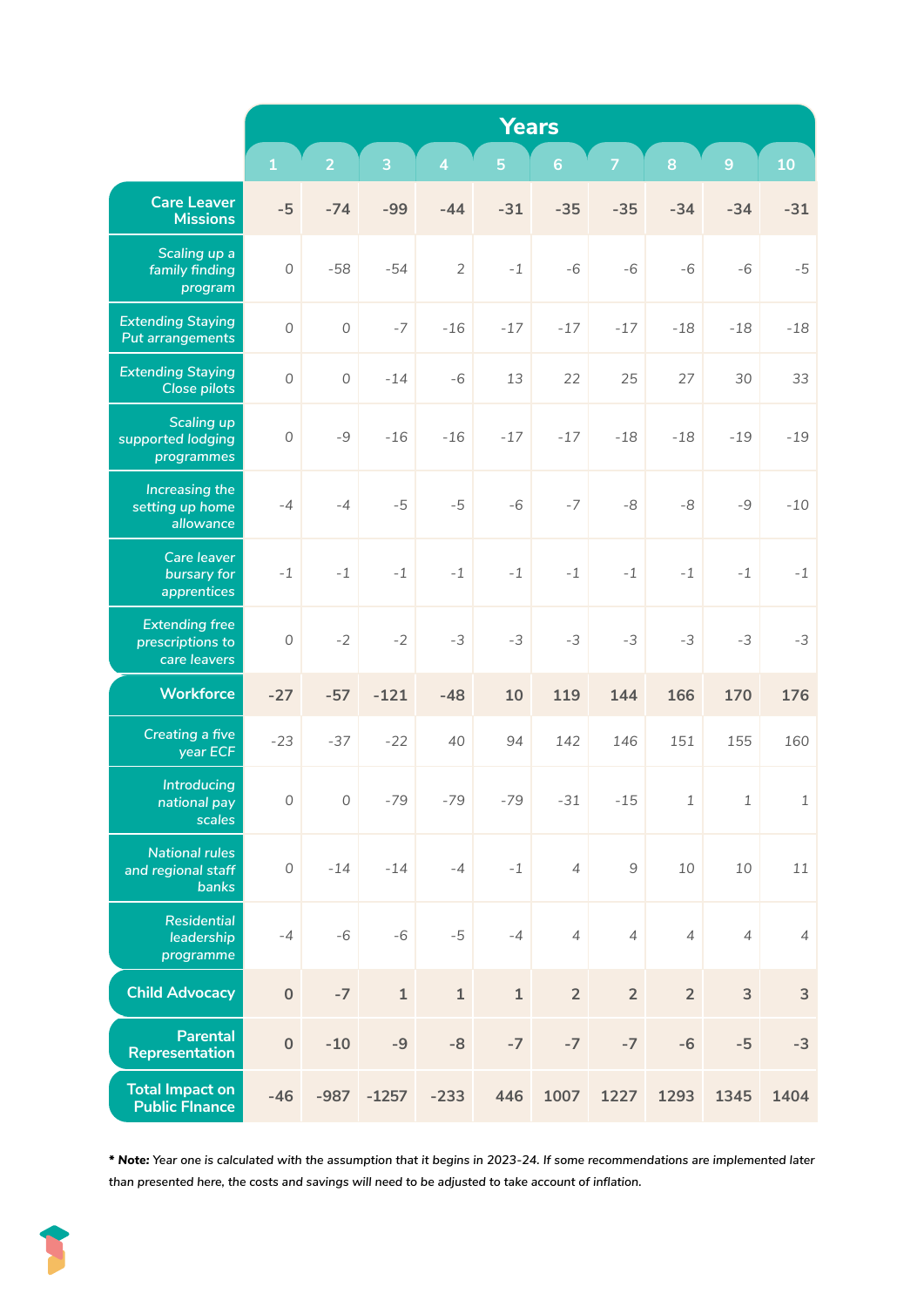| | Years | | | | | | | | | |
|---|---|---|---|---|---|---|---|---|---|---|
| | 1 | 2 | 3 | 4 | 5 | 6 | 7 | 8 | 9 | 10 |
| **Care Leaver Missions** | **-5** | **-74** | **-99** | **-44** | **-31** | **-35** | **-35** | **-34** | **-34** | **-31** |
| *Scaling up a family finding program* | 0 | -58 | -54 | 2 | -1 | -6 | -6 | -6 | -6 | -5 |
| *Extending Staying Put arrangements* | 0 | 0 | -7 | -16 | -17 | -17 | -17 | -18 | -18 | -18 |
| *Extending Staying Close pilots* | 0 | 0 | -14 | -6 | 13 | 22 | 25 | 27 | 30 | 33 |
| *Scaling up supported lodging programmes* | 0 | -9 | -16 | -16 | -17 | -17 | -18 | -18 | -19 | -19 |
| *Increasing the setting up home allowance* | -4 | -4 | -5 | -5 | -6 | -7 | -8 | -8 | -9 | -10 |
| *Care leaver bursary for apprentices* | -1 | -1 | -1 | -1 | -1 | -1 | -1 | -1 | -1 | -1 |
| *Extending free prescriptions to care leavers* | 0 | -2 | -2 | -3 | -3 | -3 | -3 | -3 | -3 | -3 |
| **Workforce** | **-27** | **-57** | **-121** | **-48** | **10** | **119** | **144** | **166** | **170** | **176** |
| *Creating a five year ECF* | -23 | -37 | -22 | 40 | 94 | 142 | 146 | 151 | 155 | 160 |
| *Introducing national pay scales* | 0 | 0 | -79 | -79 | -79 | -31 | -15 | 1 | 1 | 1 |
| *National rules and regional staff banks* | 0 | -14 | -14 | -4 | -1 | 4 | 9 | 10 | 10 | 11 |
| *Residential leadership programme* | -4 | -6 | -6 | -5 | -4 | 4 | 4 | 4 | 4 | 4 |
| **Child Advocacy** | **0** | **-7** | **1** | **1** | **1** | **2** | **2** | **2** | **3** | **3** |
| **Parental Representation** | **0** | **-10** | **-9** | **-8** | **-7** | **-7** | **-7** | **-6** | **-5** | **-3** |
| **Total Impact on Public FInance** | **-46** | **-987** | **-1257** | **-233** | **446** | **1007** | **1227** | **1293** | **1345** | **1404** |

*** Note:** *Year one is calculated with the assumption that it begins in 2023-24. If some recommendations are implemented later than presented here, the costs and savings will need to be adjusted to take account of inflation.*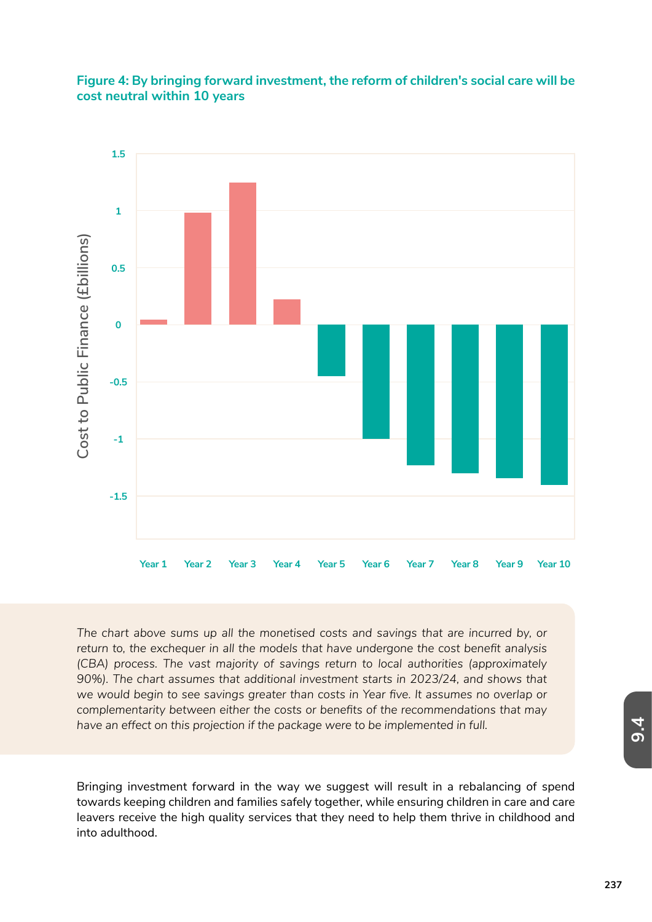**Figure 4: By bringing forward investment, the reform of children's social care will be cost neutral within 10 years**

*The chart above sums up all the monetised costs and savings that are incurred by, or return to, the exchequer in all the models that have undergone the cost benefit analysis (CBA) process. The vast majority of savings return to local authorities (approximately 90%). The chart assumes that additional investment starts in 2023/24, and shows that we would begin to see savings greater than costs in Year five. It assumes no overlap or complementarity between either the costs or benefits of the recommendations that may have an effect on this projection if the package were to be implemented in full.*

Bringing investment forward in the way we suggest will result in a rebalancing of spend towards keeping children and families safely together, while ensuring children in care and care leavers receive the high quality services that they need to help them thrive in childhood and into adulthood.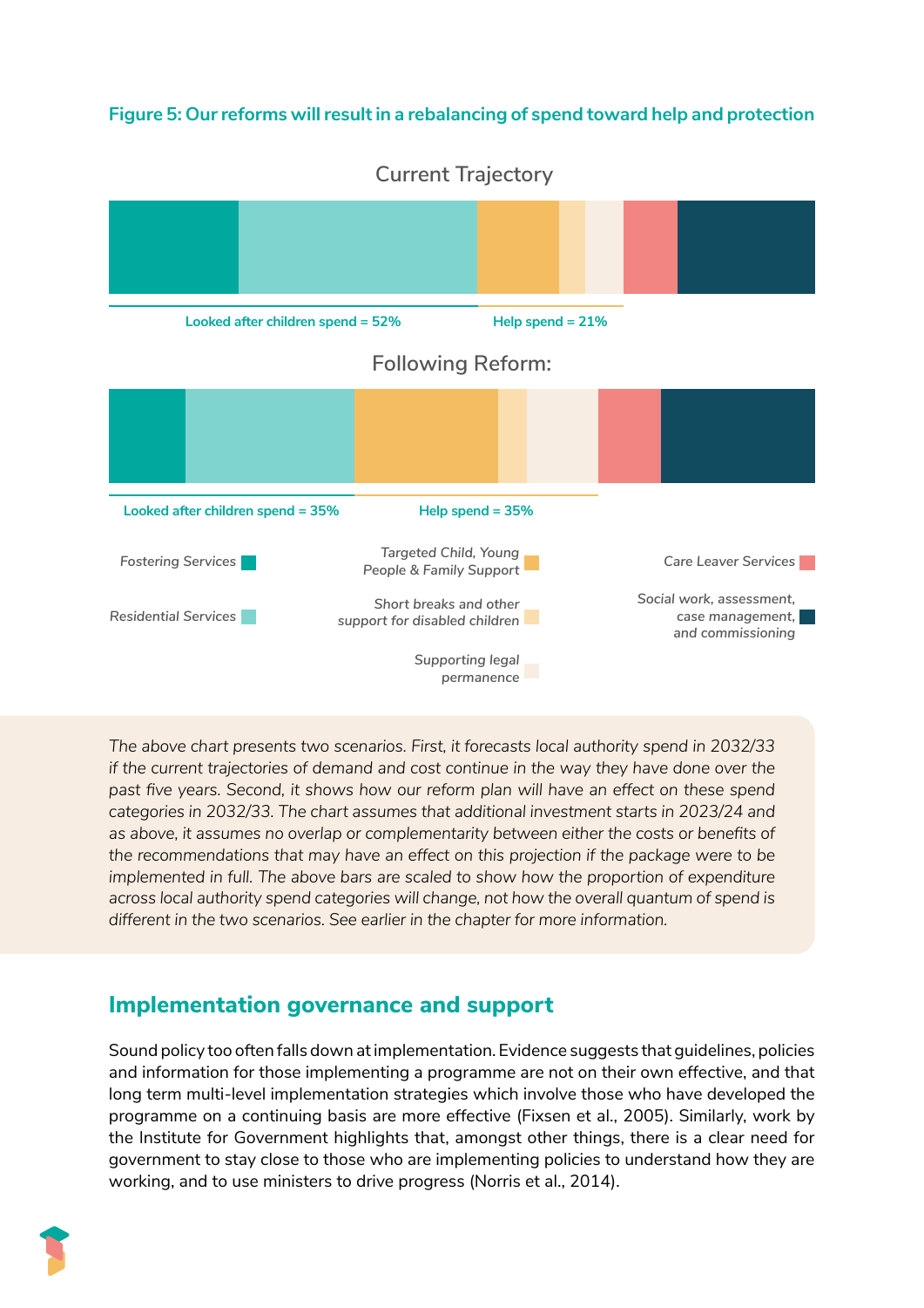**Figure 5: Our reforms will result in a rebalancing of spend toward help and protection**

Current Trajectory

Looked after children spend = 52%

Help spend = 21%

Following Reform:

Looked after children spend = 35%

Help spend = 35%

*Fostering Services*

*Residential Services*

*Targeted Child, Young People & Family Support*

*Short breaks and other support for disabled children*

*Supporting legal permanence*

*Care Leaver Services*

*Social work, assessment, case management, and commissioning*

*The above chart presents two scenarios. First, it forecasts local authority spend in 2032/33 if the current trajectories of demand and cost continue in the way they have done over the past five years. Second, it shows how our reform plan will have an effect on these spend categories in 2032/33. The chart assumes that additional investment starts in 2023/24 and as above, it assumes no overlap or complementarity between either the costs or benefits of the recommendations that may have an effect on this projection if the package were to be implemented in full. The above bars are scaled to show how the proportion of expenditure across local authority spend categories will change, not how the overall quantum of spend is different in the two scenarios. See earlier in the chapter for more information.*

## Implementation governance and support

Sound policy too often falls down at implementation. Evidence suggests that guidelines, policies and information for those implementing a programme are not on their own effective, and that long term multi-level implementation strategies which involve those who have developed the programme on a continuing basis are more effective (Fixsen et al., 2005). Similarly, work by the Institute for Government highlights that, amongst other things, there is a clear need for government to stay close to those who are implementing policies to understand how they are working, and to use ministers to drive progress (Norris et al., 2014).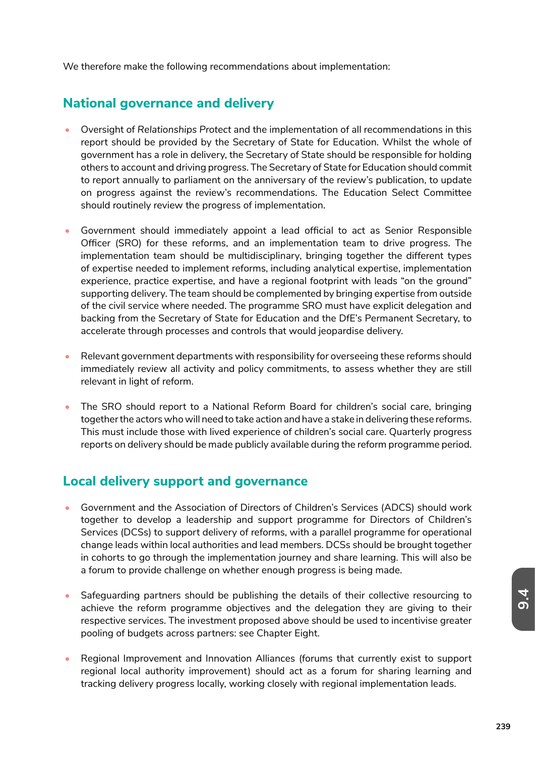We therefore make the following recommendations about implementation:

## National governance and delivery

- Oversight of *Relationships Protect* and the implementation of all recommendations in this report should be provided by the Secretary of State for Education. Whilst the whole of government has a role in delivery, the Secretary of State should be responsible for holding others to account and driving progress. The Secretary of State for Education should commit to report annually to parliament on the anniversary of the review's publication, to update on progress against the review's recommendations. The Education Select Committee should routinely review the progress of implementation.

- Government should immediately appoint a lead official to act as Senior Responsible Officer (SRO) for these reforms, and an implementation team to drive progress. The implementation team should be multidisciplinary, bringing together the different types of expertise needed to implement reforms, including analytical expertise, implementation experience, practice expertise, and have a regional footprint with leads "on the ground" supporting delivery. The team should be complemented by bringing expertise from outside of the civil service where needed. The programme SRO must have explicit delegation and backing from the Secretary of State for Education and the DfE's Permanent Secretary, to accelerate through processes and controls that would jeopardise delivery.

- Relevant government departments with responsibility for overseeing these reforms should immediately review all activity and policy commitments, to assess whether they are still relevant in light of reform.

- The SRO should report to a National Reform Board for children's social care, bringing together the actors who will need to take action and have a stake in delivering these reforms. This must include those with lived experience of children's social care. Quarterly progress reports on delivery should be made publicly available during the reform programme period.

## Local delivery support and governance

- Government and the Association of Directors of Children's Services (ADCS) should work together to develop a leadership and support programme for Directors of Children's Services (DCSs) to support delivery of reforms, with a parallel programme for operational change leads within local authorities and lead members. DCSs should be brought together in cohorts to go through the implementation journey and share learning. This will also be a forum to provide challenge on whether enough progress is being made.

- Safeguarding partners should be publishing the details of their collective resourcing to achieve the reform programme objectives and the delegation they are giving to their respective services. The investment proposed above should be used to incentivise greater pooling of budgets across partners: see Chapter Eight.

- Regional Improvement and Innovation Alliances (forums that currently exist to support regional local authority improvement) should act as a forum for sharing learning and tracking delivery progress locally, working closely with regional implementation leads.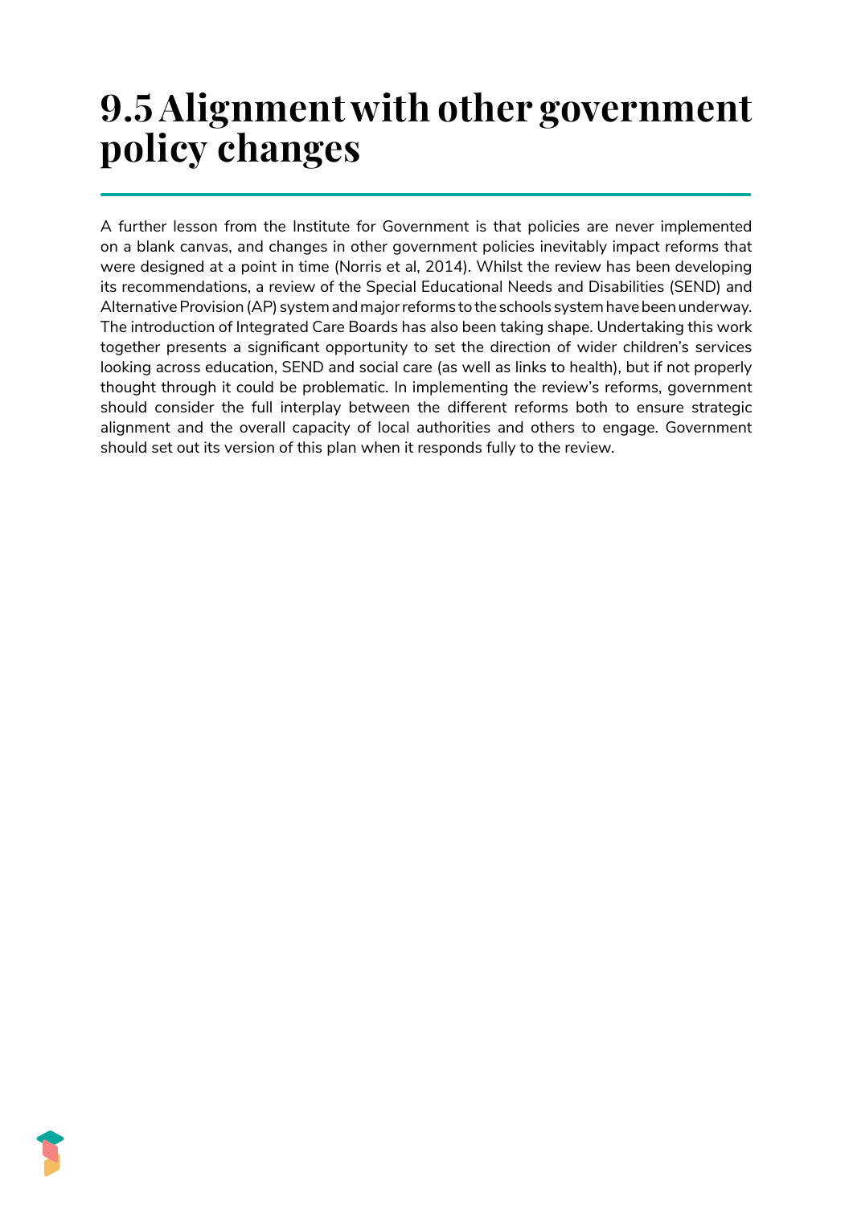# 9.5 Alignment with other government policy changes

A further lesson from the Institute for Government is that policies are never implemented on a blank canvas, and changes in other government policies inevitably impact reforms that were designed at a point in time (Norris et al, 2014). Whilst the review has been developing its recommendations, a review of the Special Educational Needs and Disabilities (SEND) and Alternative Provision (AP) system and major reforms to the schools system have been underway. The introduction of Integrated Care Boards has also been taking shape. Undertaking this work together presents a significant opportunity to set the direction of wider children's services looking across education, SEND and social care (as well as links to health), but if not properly thought through it could be problematic. In implementing the review's reforms, government should consider the full interplay between the different reforms both to ensure strategic alignment and the overall capacity of local authorities and others to engage. Government should set out its version of this plan when it responds fully to the review.